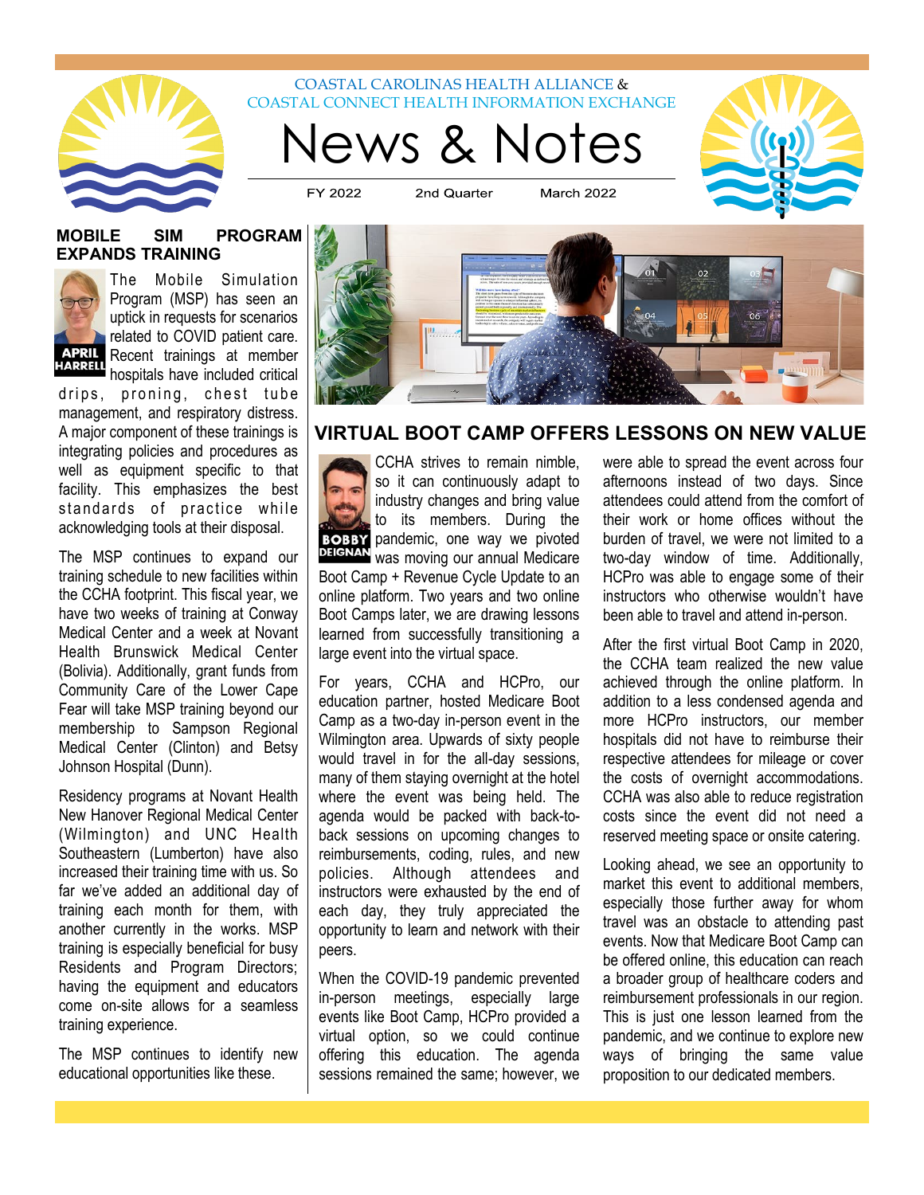COASTAL CAROLINAS HEALTH ALLIANCE & COASTAL CONNECT HEALTH INFORMATION EXCHANGE

# News & Notes

FY 2022 | 2nd Quarter | March 2022

## MOBILE SIM PROGRAM EXPANDS TRAINING

APRIL HARRELL

The Mobile Simulation Program (MSP) has seen an uptick in requests for scenarios related to COVID patient care. Recent trainings at member hospitals have included critical drips, proning, chest tube management, and respiratory distress. A major component of these trainings is integrating policies and procedures as well as equipment specific to that facility. This emphasizes the best standards of practice while acknowledging tools at their disposal.

The MSP continues to expand our training schedule to new facilities within the CCHA footprint. This fiscal year, we have two weeks of training at Conway Medical Center and a week at Novant Health Brunswick Medical Center (Bolivia). Additionally, grant funds from Community Care of the Lower Cape Fear will take MSP training beyond our membership to Sampson Regional Medical Center (Clinton) and Betsy Johnson Hospital (Dunn).

Residency programs at Novant Health New Hanover Regional Medical Center (Wilmington) and UNC Health Southeastern (Lumberton) have also increased their training time with us. So far we've added an additional day of training each month for them, with another currently in the works. MSP training is especially beneficial for busy Residents and Program Directors; having the equipment and educators come on-site allows for a seamless training experience.

The MSP continues to identify new educational opportunities like these.

## VIRTUAL BOOT CAMP OFFERS LESSONS ON NEW VALUE

BOBBY DEIGNAN

CCHA strives to remain nimble, so it can continuously adapt to industry changes and bring value to its members. During the pandemic, one way we pivoted was moving our annual Medicare Boot Camp + Revenue Cycle Update to an online platform. Two years and two online Boot Camps later, we are drawing lessons learned from successfully transitioning a large event into the virtual space.

For years, CCHA and HCPro, our education partner, hosted Medicare Boot Camp as a two-day in-person event in the Wilmington area. Upwards of sixty people would travel in for the all-day sessions, many of them staying overnight at the hotel where the event was being held. The agenda would be packed with back-to-back sessions on upcoming changes to reimbursements, coding, rules, and new policies. Although attendees and instructors were exhausted by the end of each day, they truly appreciated the opportunity to learn and network with their peers.

When the COVID-19 pandemic prevented in-person meetings, especially large events like Boot Camp, HCPro provided a virtual option, so we could continue offering this education. The agenda sessions remained the same; however, we were able to spread the event across four afternoons instead of two days. Since attendees could attend from the comfort of their work or home offices without the burden of travel, we were not limited to a two-day window of time. Additionally, HCPro was able to engage some of their instructors who otherwise wouldn't have been able to travel and attend in-person.

After the first virtual Boot Camp in 2020, the CCHA team realized the new value achieved through the online platform. In addition to a less condensed agenda and more HCPro instructors, our member hospitals did not have to reimburse their respective attendees for mileage or cover the costs of overnight accommodations. CCHA was also able to reduce registration costs since the event did not need a reserved meeting space or onsite catering.

Looking ahead, we see an opportunity to market this event to additional members, especially those further away for whom travel was an obstacle to attending past events. Now that Medicare Boot Camp can be offered online, this education can reach a broader group of healthcare coders and reimbursement professionals in our region. This is just one lesson learned from the pandemic, and we continue to explore new ways of bringing the same value proposition to our dedicated members.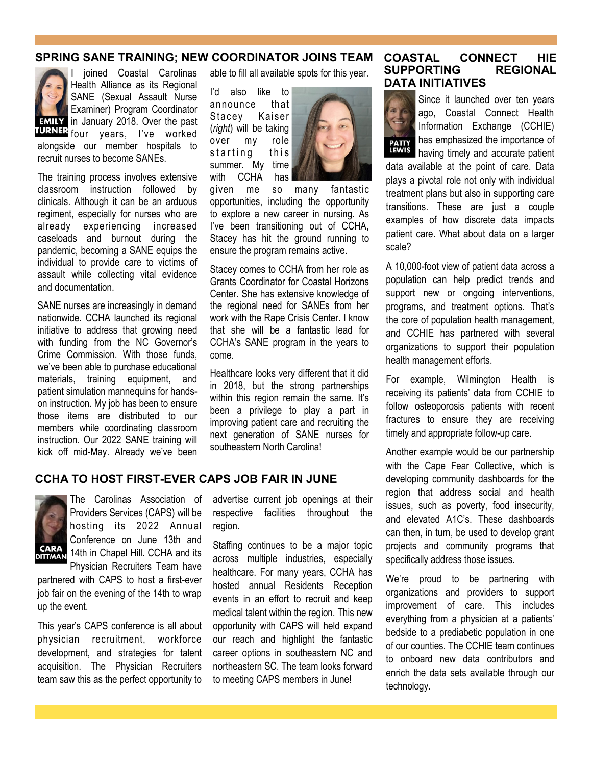## SPRING SANE TRAINING; NEW COORDINATOR JOINS TEAM

EMILY TURNER

I joined Coastal Carolinas Health Alliance as its Regional SANE (Sexual Assault Nurse Examiner) Program Coordinator in January 2018. Over the past four years, I've worked alongside our member hospitals to recruit nurses to become SANEs.

The training process involves extensive classroom instruction followed by clinicals. Although it can be an arduous regiment, especially for nurses who are already experiencing increased caseloads and burnout during the pandemic, becoming a SANE equips the individual to provide care to victims of assault while collecting vital evidence and documentation.

SANE nurses are increasingly in demand nationwide. CCHA launched its regional initiative to address that growing need with funding from the NC Governor's Crime Commission. With those funds, we've been able to purchase educational materials, training equipment, and patient simulation mannequins for hands-on instruction. My job has been to ensure those items are distributed to our members while coordinating classroom instruction. Our 2022 SANE training will kick off mid-May. Already we've been able to fill all available spots for this year.

I'd also like to announce that Stacey Kaiser (*right*) will be taking over my role starting this summer. My time with CCHA has given me so many fantastic opportunities, including the opportunity to explore a new career in nursing. As I've been transitioning out of CCHA, Stacey has hit the ground running to ensure the program remains active.

Stacey comes to CCHA from her role as Grants Coordinator for Coastal Horizons Center. She has extensive knowledge of the regional need for SANEs from her work with the Rape Crisis Center. I know that she will be a fantastic lead for CCHA's SANE program in the years to come.

Healthcare looks very different that it did in 2018, but the strong partnerships within this region remain the same. It's been a privilege to play a part in improving patient care and recruiting the next generation of SANE nurses for southeastern North Carolina!

## CCHA TO HOST FIRST-EVER CAPS JOB FAIR IN JUNE

CARA DITTMAN

The Carolinas Association of Providers Services (CAPS) will be hosting its 2022 Annual Conference on June 13th and 14th in Chapel Hill. CCHA and its Physician Recruiters Team have partnered with CAPS to host a first-ever job fair on the evening of the 14th to wrap up the event.

This year's CAPS conference is all about physician recruitment, workforce development, and strategies for talent acquisition. The Physician Recruiters team saw this as the perfect opportunity to advertise current job openings at their respective facilities throughout the region.

Staffing continues to be a major topic across multiple industries, especially healthcare. For many years, CCHA has hosted annual Residents Reception events in an effort to recruit and keep medical talent within the region. This new opportunity with CAPS will held expand our reach and highlight the fantastic career options in southeastern NC and northeastern SC. The team looks forward to meeting CAPS members in June!

## COASTAL CONNECT HIE SUPPORTING REGIONAL DATA INITIATIVES

PATTY LEWIS

Since it launched over ten years ago, Coastal Connect Health Information Exchange (CCHIE) has emphasized the importance of having timely and accurate patient data available at the point of care. Data plays a pivotal role not only with individual treatment plans but also in supporting care transitions. These are just a couple examples of how discrete data impacts patient care. What about data on a larger scale?

A 10,000-foot view of patient data across a population can help predict trends and support new or ongoing interventions, programs, and treatment options. That's the core of population health management, and CCHIE has partnered with several organizations to support their population health management efforts.

For example, Wilmington Health is receiving its patients' data from CCHIE to follow osteoporosis patients with recent fractures to ensure they are receiving timely and appropriate follow-up care.

Another example would be our partnership with the Cape Fear Collective, which is developing community dashboards for the region that address social and health issues, such as poverty, food insecurity, and elevated A1C's. These dashboards can then, in turn, be used to develop grant projects and community programs that specifically address those issues.

We're proud to be partnering with organizations and providers to support improvement of care. This includes everything from a physician at a patients' bedside to a prediabetic population in one of our counties. The CCHIE team continues to onboard new data contributors and enrich the data sets available through our technology.